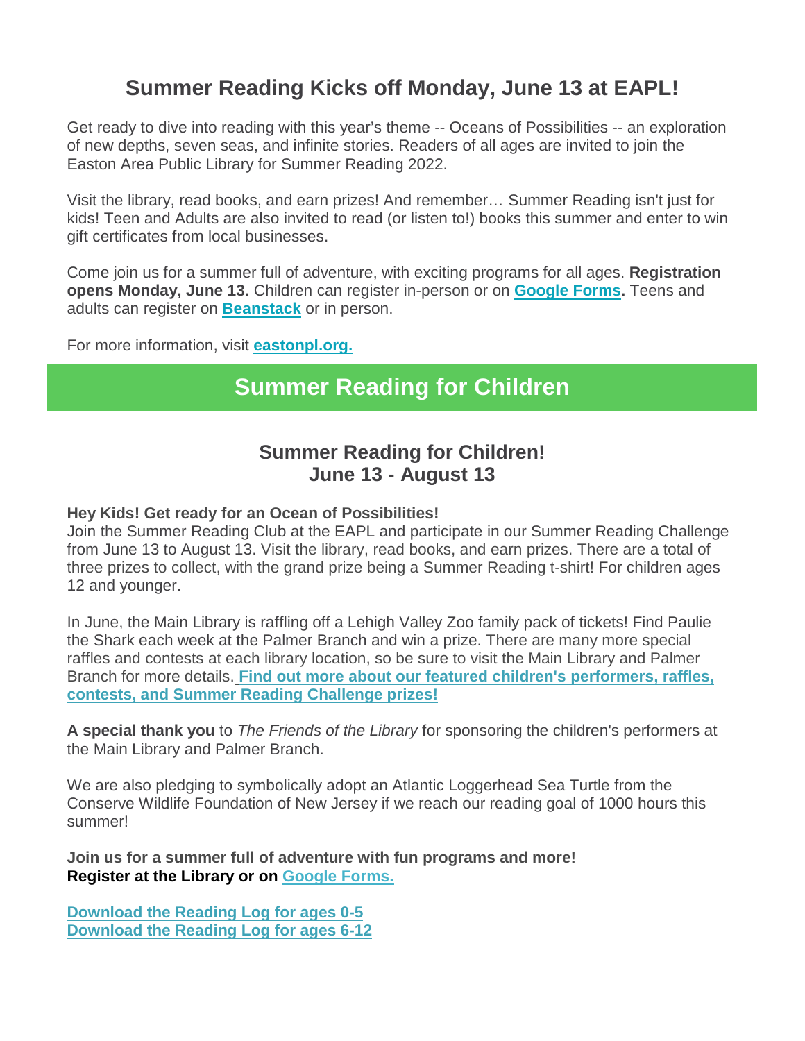# Summer Reading Kicks off Monday, June 13 at EAPL!

Get ready to dive into reading with this year's theme -- Oceans of Possibilities -- an exploration of new depths, seven seas, and infinite stories. Readers of all ages are invited to join the Easton Area Public Library for Summer Reading 2022.

Visit the library, read books, and earn prizes! And remember… Summer Reading isn't just for kids! Teen and Adults are also invited to read (or listen to!) books this summer and enter to win gift certificates from local businesses.

Come join us for a summer full of adventure, with exciting programs for all ages. **Registration opens Monday, June 13.** Children can register in-person or on **Google Forms.** Teens and adults can register on **Beanstack** or in person.

For more information, visit **eastonpl.org.**

## Summer Reading for Children

### Summer Reading for Children!
### June 13 - August 13

**Hey Kids! Get ready for an Ocean of Possibilities!**
Join the Summer Reading Club at the EAPL and participate in our Summer Reading Challenge from June 13 to August 13. Visit the library, read books, and earn prizes. There are a total of three prizes to collect, with the grand prize being a Summer Reading t-shirt! For children ages 12 and younger.

In June, the Main Library is raffling off a Lehigh Valley Zoo family pack of tickets! Find Paulie the Shark each week at the Palmer Branch and win a prize. There are many more special raffles and contests at each library location, so be sure to visit the Main Library and Palmer Branch for more details. **Find out more about our featured children's performers, raffles, contests, and Summer Reading Challenge prizes!**

**A special thank you** to *The Friends of the Library* for sponsoring the children's performers at the Main Library and Palmer Branch.

We are also pledging to symbolically adopt an Atlantic Loggerhead Sea Turtle from the Conserve Wildlife Foundation of New Jersey if we reach our reading goal of 1000 hours this summer!

**Join us for a summer full of adventure with fun programs and more!**
**Register at the Library or on** Google Forms.

**Download the Reading Log for ages 0-5**
**Download the Reading Log for ages 6-12**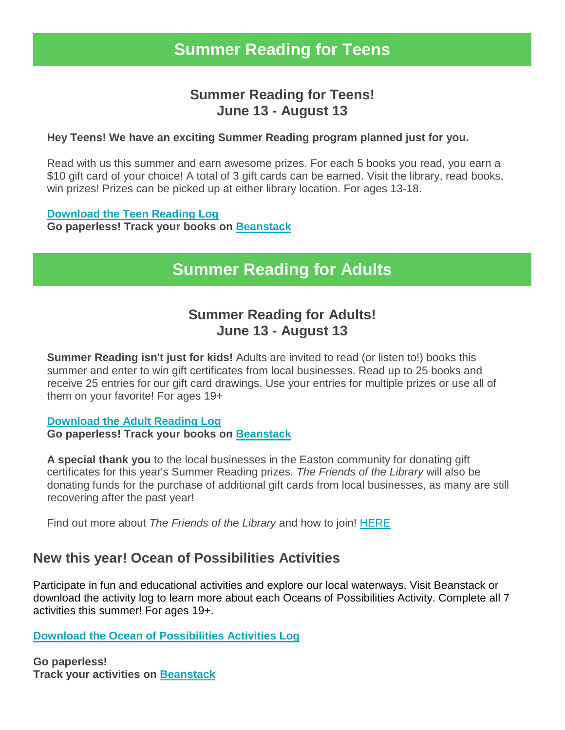# Summer Reading for Teens

### Summer Reading for Teens!
### June 13 - August 13

**Hey Teens! We have an exciting Summer Reading program planned just for you.**

Read with us this summer and earn awesome prizes. For each 5 books you read, you earn a $10 gift card of your choice! A total of 3 gift cards can be earned. Visit the library, read books, win prizes! Prizes can be picked up at either library location. For ages 13-18.

**Download the Teen Reading Log**
**Go paperless! Track your books on Beanstack**

# Summer Reading for Adults

### Summer Reading for Adults!
### June 13 - August 13

**Summer Reading isn't just for kids!** Adults are invited to read (or listen to!) books this summer and enter to win gift certificates from local businesses. Read up to 25 books and receive 25 entries for our gift card drawings. Use your entries for multiple prizes or use all of them on your favorite! For ages 19+

**Download the Adult Reading Log**
**Go paperless! Track your books on Beanstack**

**A special thank you** to the local businesses in the Easton community for donating gift certificates for this year's Summer Reading prizes. *The Friends of the Library* will also be donating funds for the purchase of additional gift cards from local businesses, as many are still recovering after the past year!

Find out more about *The Friends of the Library* and how to join! HERE

## New this year! Ocean of Possibilities Activities

Participate in fun and educational activities and explore our local waterways. Visit Beanstack or download the activity log to learn more about each Oceans of Possibilities Activity. Complete all 7 activities this summer! For ages 19+.

**Download the Ocean of Possibilities Activities Log**

**Go paperless!**
**Track your activities on Beanstack**